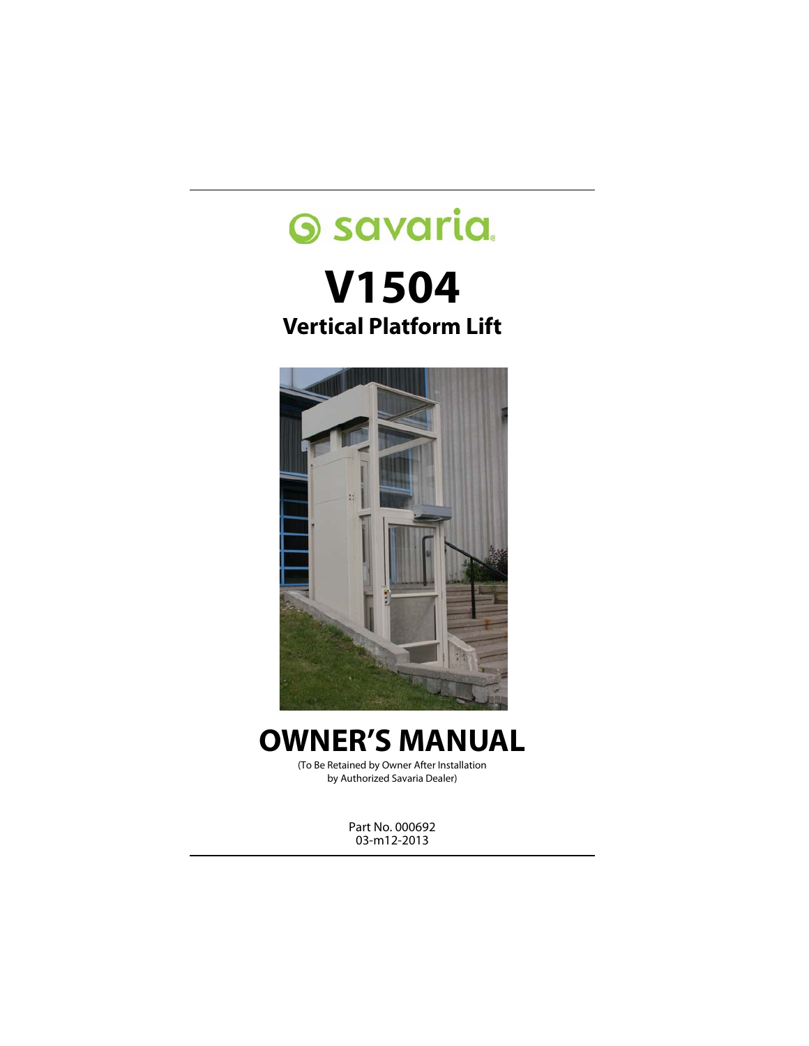savaria

# V1504

## Vertical Platform Lift

# OWNER'S MANUAL

(To Be Retained by Owner After Installation by Authorized Savaria Dealer)

Part No. 000692
03-m12-2013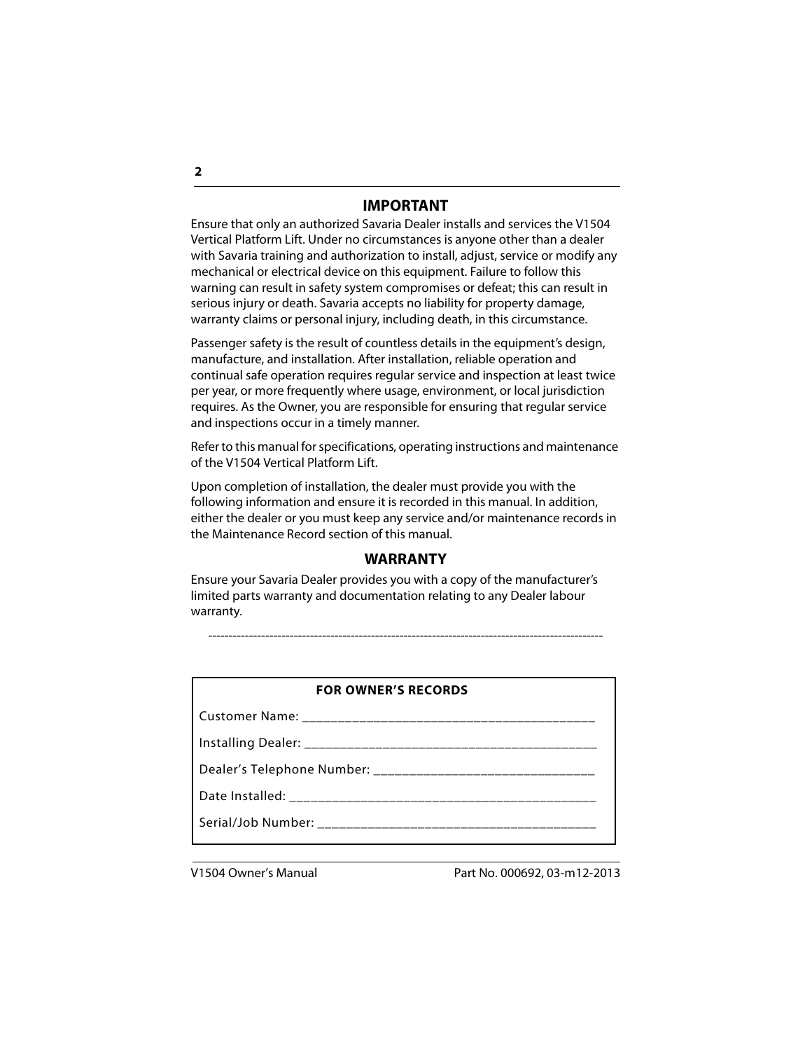## IMPORTANT

Ensure that only an authorized Savaria Dealer installs and services the V1504 Vertical Platform Lift. Under no circumstances is anyone other than a dealer with Savaria training and authorization to install, adjust, service or modify any mechanical or electrical device on this equipment. Failure to follow this warning can result in safety system compromises or defeat; this can result in serious injury or death. Savaria accepts no liability for property damage, warranty claims or personal injury, including death, in this circumstance.

Passenger safety is the result of countless details in the equipment's design, manufacture, and installation. After installation, reliable operation and continual safe operation requires regular service and inspection at least twice per year, or more frequently where usage, environment, or local jurisdiction requires. As the Owner, you are responsible for ensuring that regular service and inspections occur in a timely manner.

Refer to this manual for specifications, operating instructions and maintenance of the V1504 Vertical Platform Lift.

Upon completion of installation, the dealer must provide you with the following information and ensure it is recorded in this manual. In addition, either the dealer or you must keep any service and/or maintenance records in the Maintenance Record section of this manual.

## WARRANTY

Ensure your Savaria Dealer provides you with a copy of the manufacturer's limited parts warranty and documentation relating to any Dealer labour warranty.

---

**FOR OWNER'S RECORDS**

Customer Name: ___________________________________________

Installing Dealer: ___________________________________________

Dealer's Telephone Number: _______________________________

Date Installed: ______________________________________________

Serial/Job Number: _________________________________________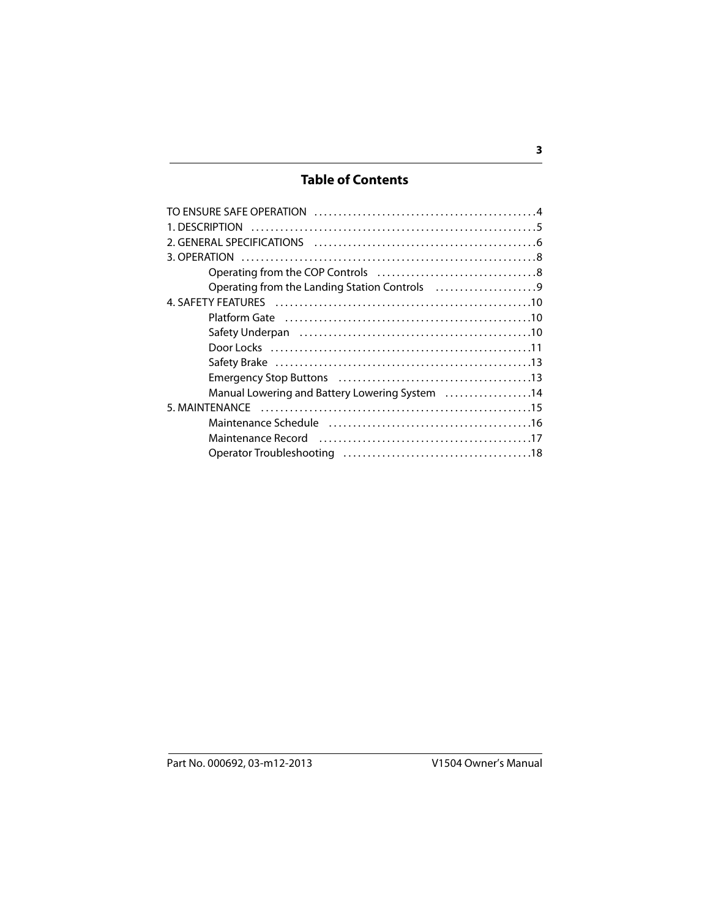# Table of Contents

TO ENSURE SAFE OPERATION ..............................................4
1. DESCRIPTION ...........................................................5
2. GENERAL SPECIFICATIONS ..............................................6
3. OPERATION .............................................................8
  Operating from the COP Controls ................................8
  Operating from the Landing Station Controls .....................9
4. SAFETY FEATURES ....................................................10
  Platform Gate ..................................................10
  Safety Underpan ................................................10
  Door Locks .....................................................11
  Safety Brake ...................................................13
  Emergency Stop Buttons .......................................13
  Manual Lowering and Battery Lowering System ..................14
5. MAINTENANCE .......................................................15
  Maintenance Schedule .........................................16
  Maintenance Record ...........................................17
  Operator Troubleshooting ......................................18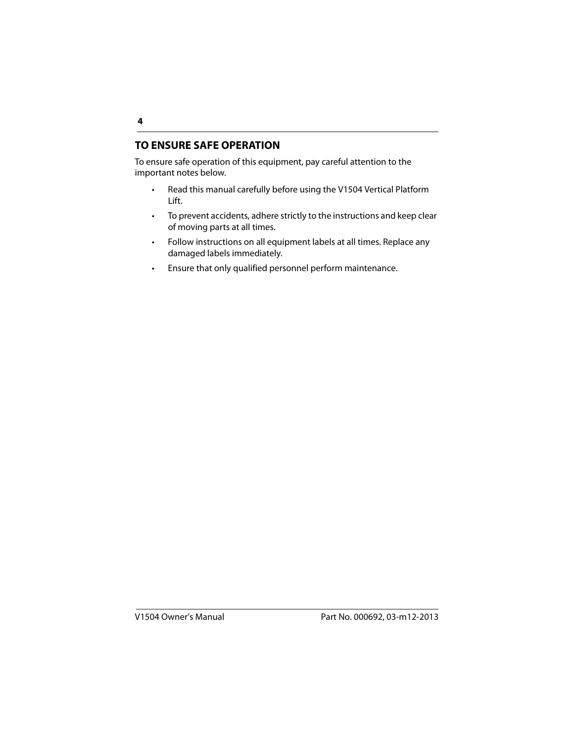## TO ENSURE SAFE OPERATION

To ensure safe operation of this equipment, pay careful attention to the important notes below.

- Read this manual carefully before using the V1504 Vertical Platform Lift.
- To prevent accidents, adhere strictly to the instructions and keep clear of moving parts at all times.
- Follow instructions on all equipment labels at all times. Replace any damaged labels immediately.
- Ensure that only qualified personnel perform maintenance.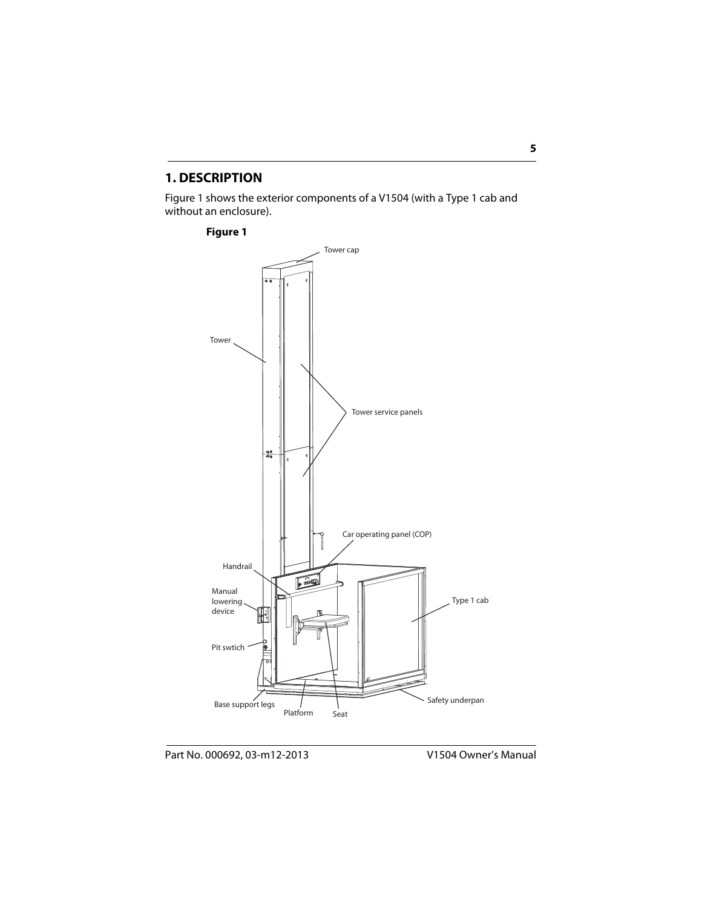# 1. DESCRIPTION

Figure 1 shows the exterior components of a V1504 (with a Type 1 cab and without an enclosure).

**Figure 1**

Tower cap

Tower

Tower service panels

Car operating panel (COP)

Handrail

Manual lowering device

Type 1 cab

Pit swtich

Base support legs

Platform

Seat

Safety underpan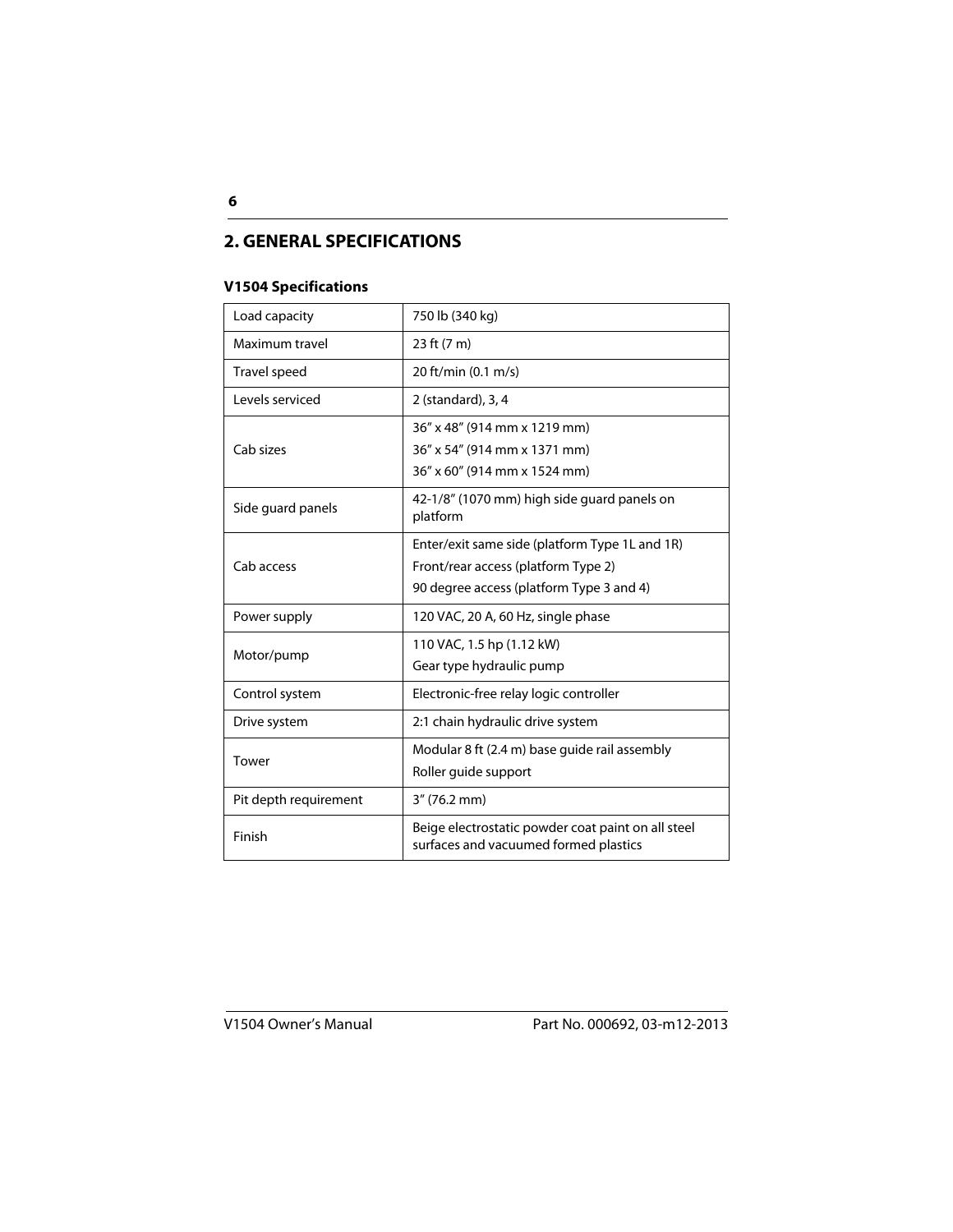## 2. GENERAL SPECIFICATIONS

### V1504 Specifications

| | |
|---|---|
| Load capacity | 750 lb (340 kg) |
| Maximum travel | 23 ft (7 m) |
| Travel speed | 20 ft/min (0.1 m/s) |
| Levels serviced | 2 (standard), 3, 4 |
| Cab sizes | 36″ x 48″ (914 mm x 1219 mm)<br>36″ x 54″ (914 mm x 1371 mm)<br>36″ x 60″ (914 mm x 1524 mm) |
| Side guard panels | 42-1/8″ (1070 mm) high side guard panels on platform |
| Cab access | Enter/exit same side (platform Type 1L and 1R)<br>Front/rear access (platform Type 2)<br>90 degree access (platform Type 3 and 4) |
| Power supply | 120 VAC, 20 A, 60 Hz, single phase |
| Motor/pump | 110 VAC, 1.5 hp (1.12 kW)<br>Gear type hydraulic pump |
| Control system | Electronic-free relay logic controller |
| Drive system | 2:1 chain hydraulic drive system |
| Tower | Modular 8 ft (2.4 m) base guide rail assembly<br>Roller guide support |
| Pit depth requirement | 3″ (76.2 mm) |
| Finish | Beige electrostatic powder coat paint on all steel surfaces and vacuumed formed plastics |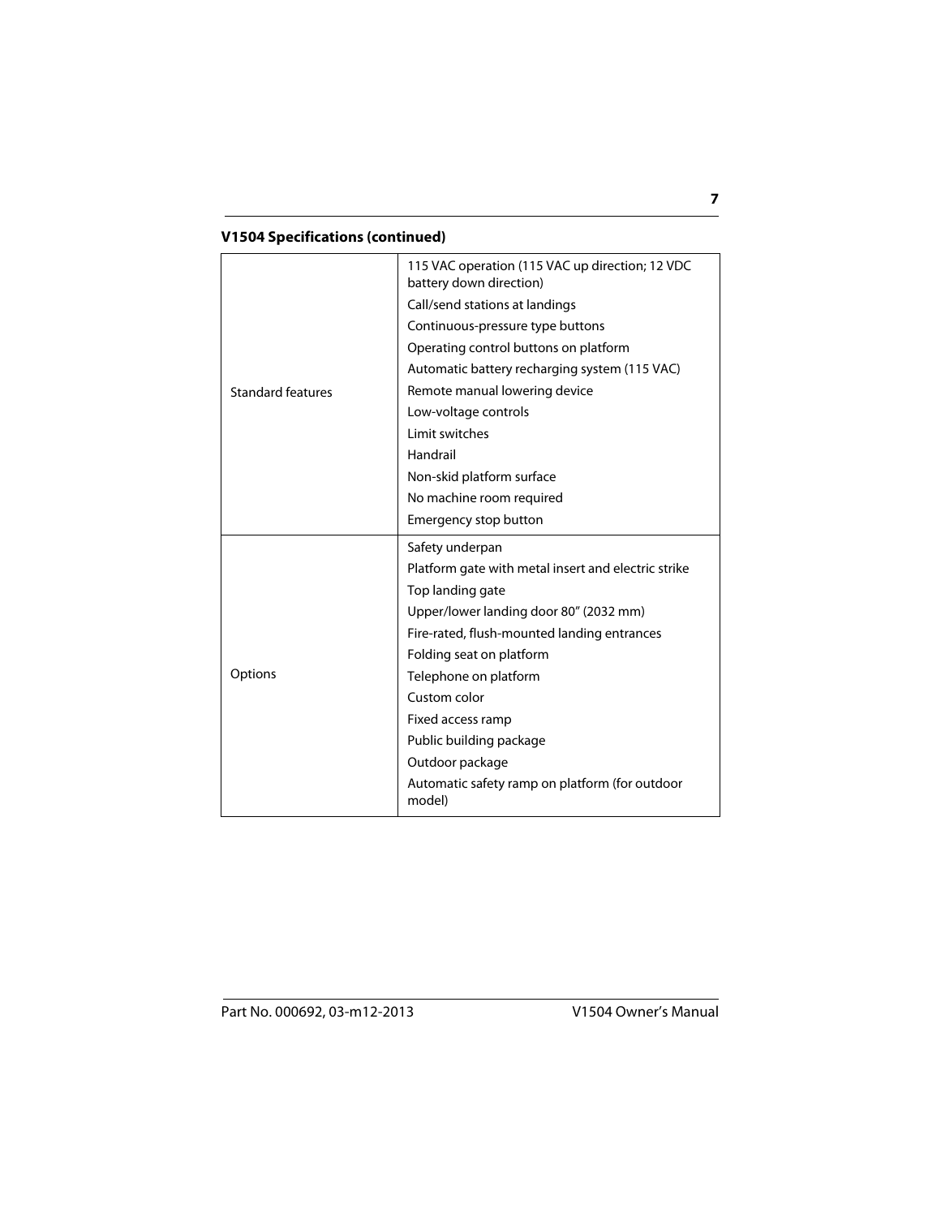**V1504 Specifications (continued)**

| | |
|---|---|
| Standard features | 115 VAC operation (115 VAC up direction; 12 VDC battery down direction)<br>Call/send stations at landings<br>Continuous-pressure type buttons<br>Operating control buttons on platform<br>Automatic battery recharging system (115 VAC)<br>Remote manual lowering device<br>Low-voltage controls<br>Limit switches<br>Handrail<br>Non-skid platform surface<br>No machine room required<br>Emergency stop button |
| Options | Safety underpan<br>Platform gate with metal insert and electric strike<br>Top landing gate<br>Upper/lower landing door 80” (2032 mm)<br>Fire-rated, flush-mounted landing entrances<br>Folding seat on platform<br>Telephone on platform<br>Custom color<br>Fixed access ramp<br>Public building package<br>Outdoor package<br>Automatic safety ramp on platform (for outdoor model) |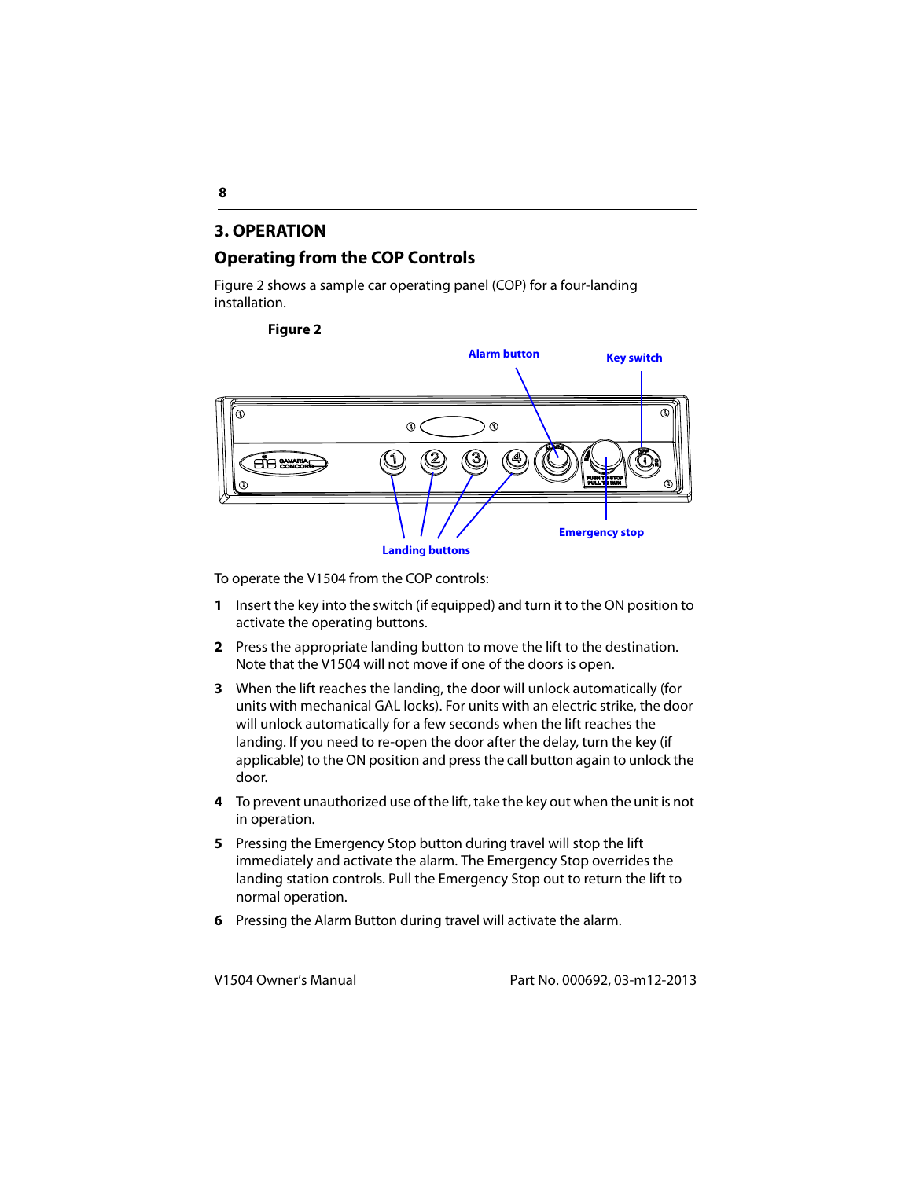## 3. OPERATION

### Operating from the COP Controls

Figure 2 shows a sample car operating panel (COP) for a four-landing installation.

**Figure 2**

To operate the V1504 from the COP controls:

1. Insert the key into the switch (if equipped) and turn it to the ON position to activate the operating buttons.
2. Press the appropriate landing button to move the lift to the destination. Note that the V1504 will not move if one of the doors is open.
3. When the lift reaches the landing, the door will unlock automatically (for units with mechanical GAL locks). For units with an electric strike, the door will unlock automatically for a few seconds when the lift reaches the landing. If you need to re-open the door after the delay, turn the key (if applicable) to the ON position and press the call button again to unlock the door.
4. To prevent unauthorized use of the lift, take the key out when the unit is not in operation.
5. Pressing the Emergency Stop button during travel will stop the lift immediately and activate the alarm. The Emergency Stop overrides the landing station controls. Pull the Emergency Stop out to return the lift to normal operation.
6. Pressing the Alarm Button during travel will activate the alarm.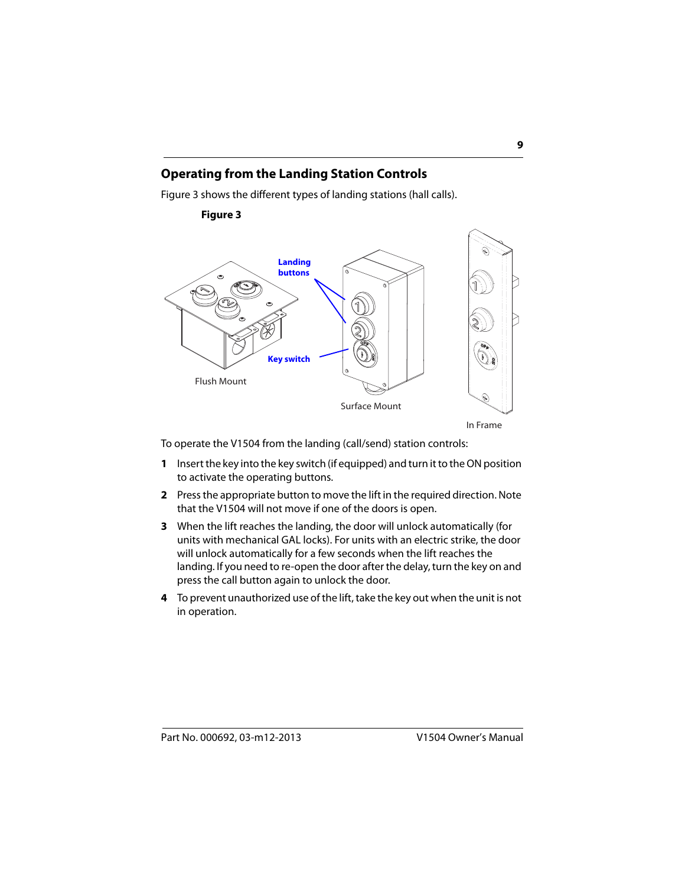## Operating from the Landing Station Controls

Figure 3 shows the different types of landing stations (hall calls).

**Figure 3**

To operate the V1504 from the landing (call/send) station controls:

1. Insert the key into the key switch (if equipped) and turn it to the ON position to activate the operating buttons.
2. Press the appropriate button to move the lift in the required direction. Note that the V1504 will not move if one of the doors is open.
3. When the lift reaches the landing, the door will unlock automatically (for units with mechanical GAL locks). For units with an electric strike, the door will unlock automatically for a few seconds when the lift reaches the landing. If you need to re-open the door after the delay, turn the key on and press the call button again to unlock the door.
4. To prevent unauthorized use of the lift, take the key out when the unit is not in operation.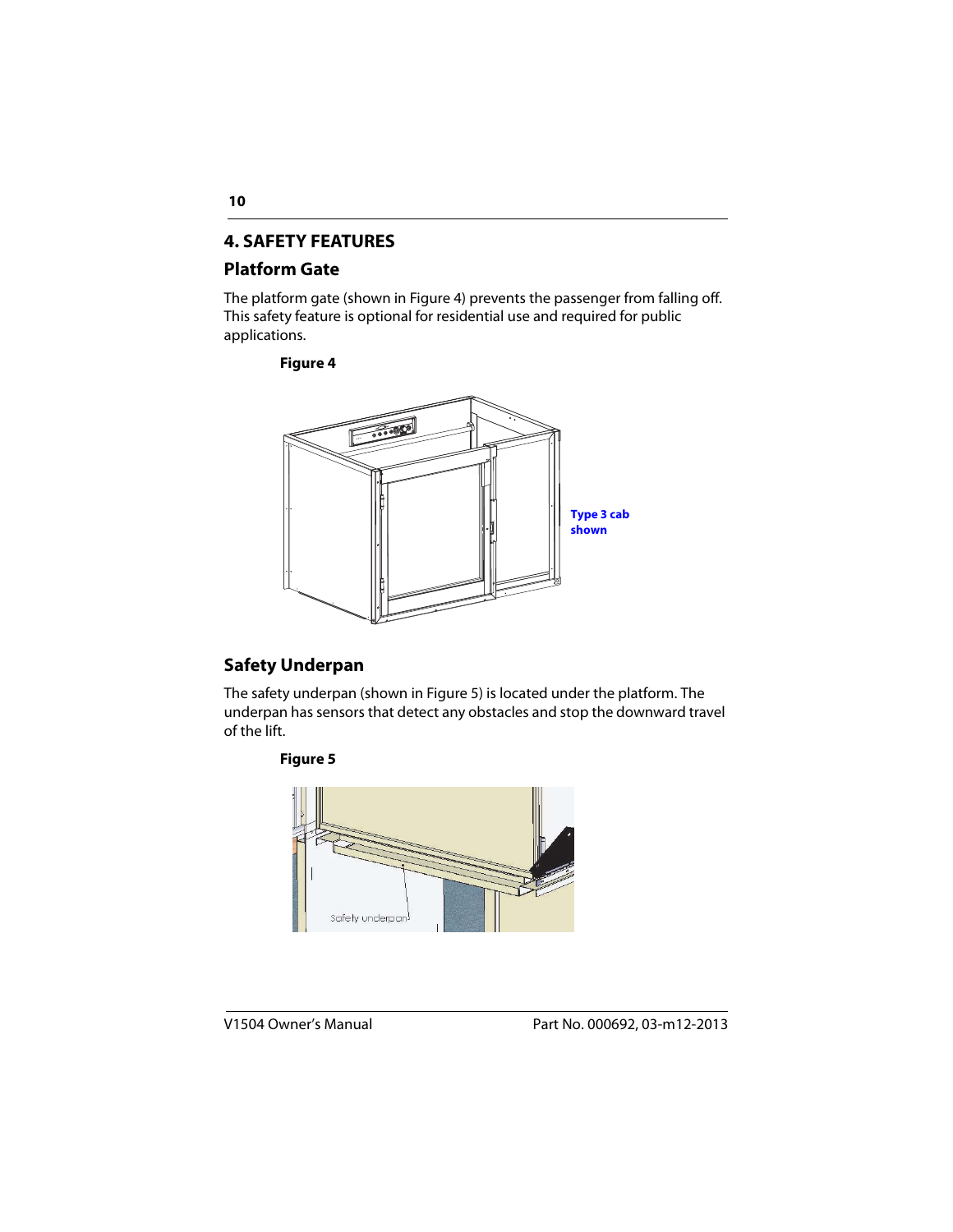## 4. SAFETY FEATURES

### Platform Gate

The platform gate (shown in Figure 4) prevents the passenger from falling off. This safety feature is optional for residential use and required for public applications.

**Figure 4**

**Type 3 cab shown**

### Safety Underpan

The safety underpan (shown in Figure 5) is located under the platform. The underpan has sensors that detect any obstacles and stop the downward travel of the lift.

**Figure 5**

Safety underpan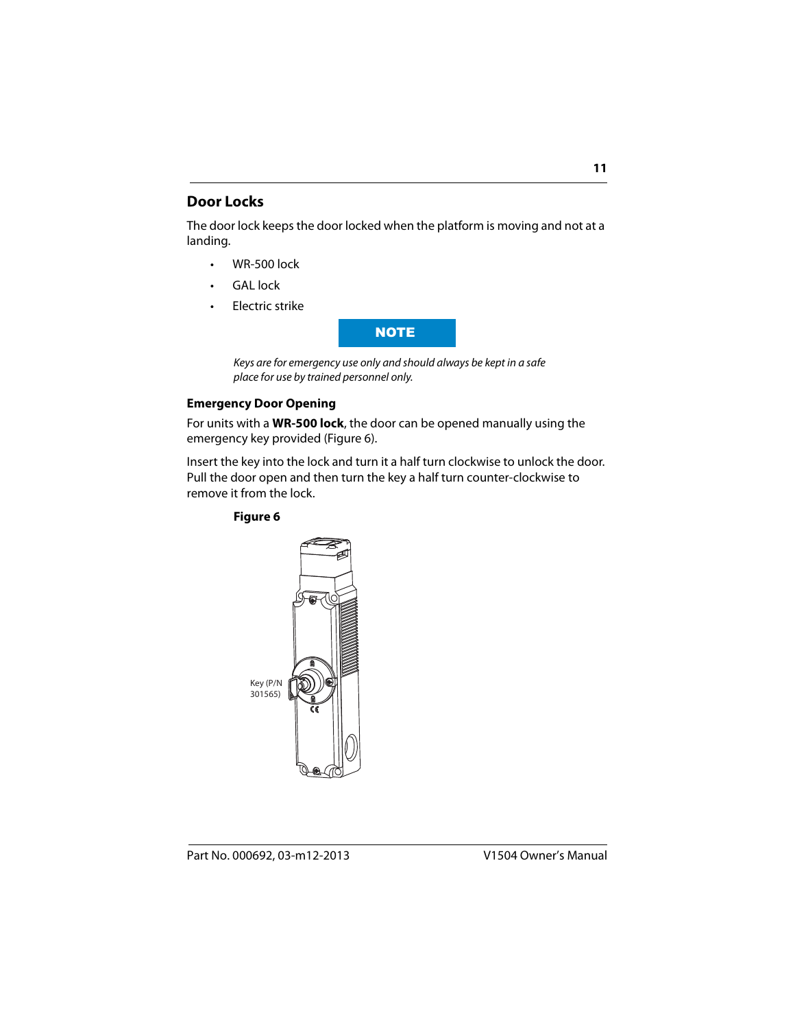## Door Locks

The door lock keeps the door locked when the platform is moving and not at a landing.

- WR-500 lock
- GAL lock
- Electric strike

**NOTE**

*Keys are for emergency use only and should always be kept in a safe place for use by trained personnel only.*

### Emergency Door Opening

For units with a **WR-500 lock**, the door can be opened manually using the emergency key provided (Figure 6).

Insert the key into the lock and turn it a half turn clockwise to unlock the door. Pull the door open and then turn the key a half turn counter-clockwise to remove it from the lock.

**Figure 6**

Key (P/N 301565)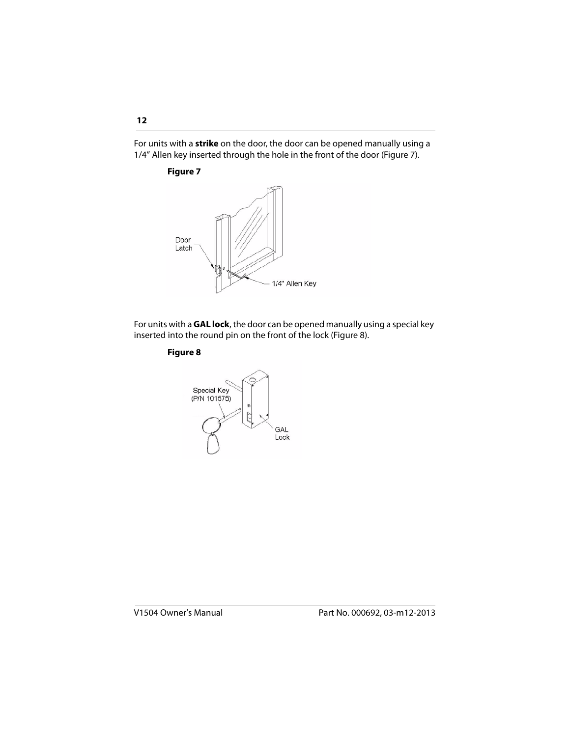For units with a **strike** on the door, the door can be opened manually using a 1/4" Allen key inserted through the hole in the front of the door (Figure 7).

**Figure 7**

Door Latch

1/4" Allen Key

For units with a **GAL lock**, the door can be opened manually using a special key inserted into the round pin on the front of the lock (Figure 8).

**Figure 8**

Special Key (P/N 101575)

GAL Lock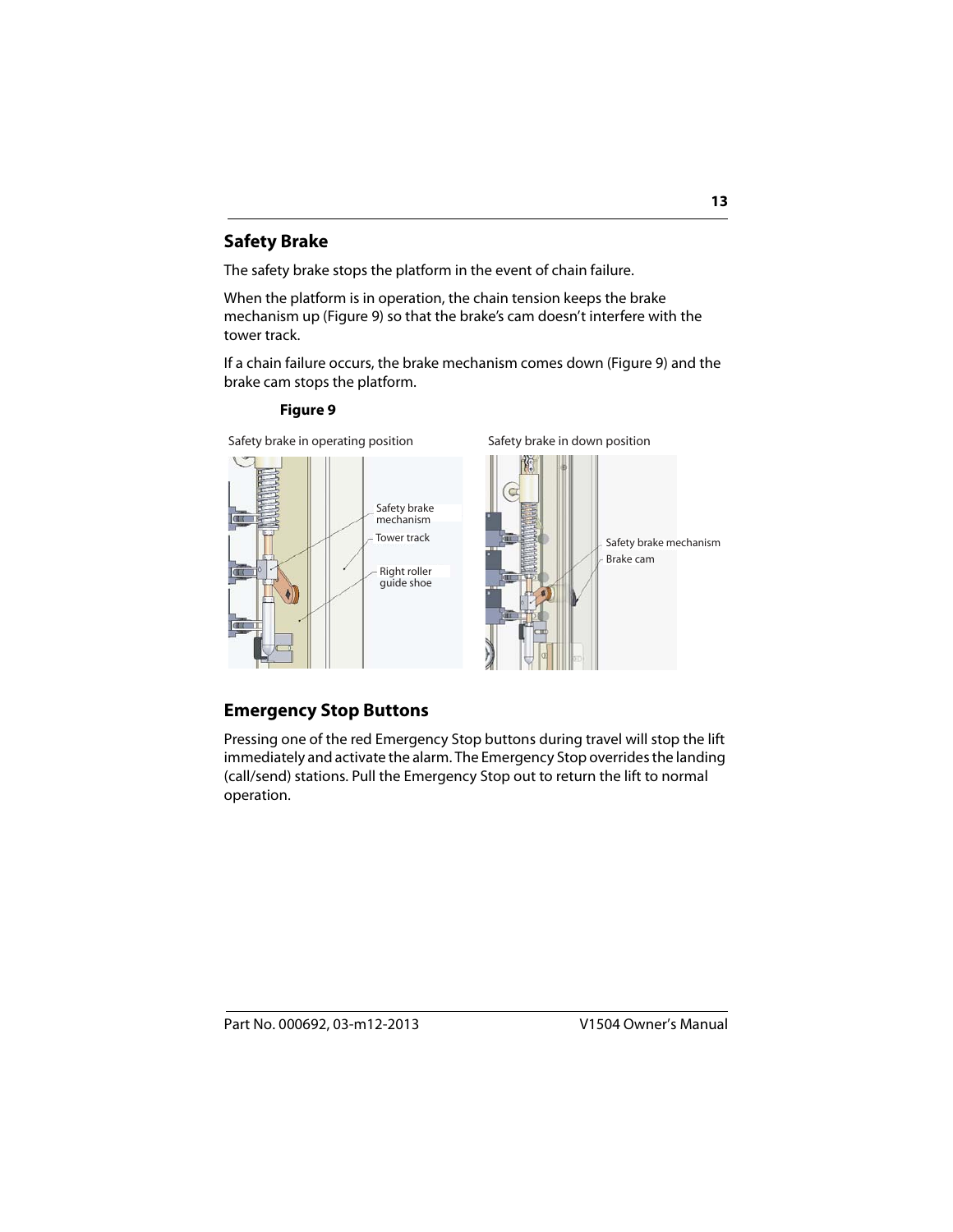## Safety Brake

The safety brake stops the platform in the event of chain failure.

When the platform is in operation, the chain tension keeps the brake mechanism up (Figure 9) so that the brake's cam doesn't interfere with the tower track.

If a chain failure occurs, the brake mechanism comes down (Figure 9) and the brake cam stops the platform.

**Figure 9**

Safety brake in operating position

Safety brake mechanism

Tower track

Right roller guide shoe

Safety brake in down position

Safety brake mechanism

Brake cam

## Emergency Stop Buttons

Pressing one of the red Emergency Stop buttons during travel will stop the lift immediately and activate the alarm. The Emergency Stop overrides the landing (call/send) stations. Pull the Emergency Stop out to return the lift to normal operation.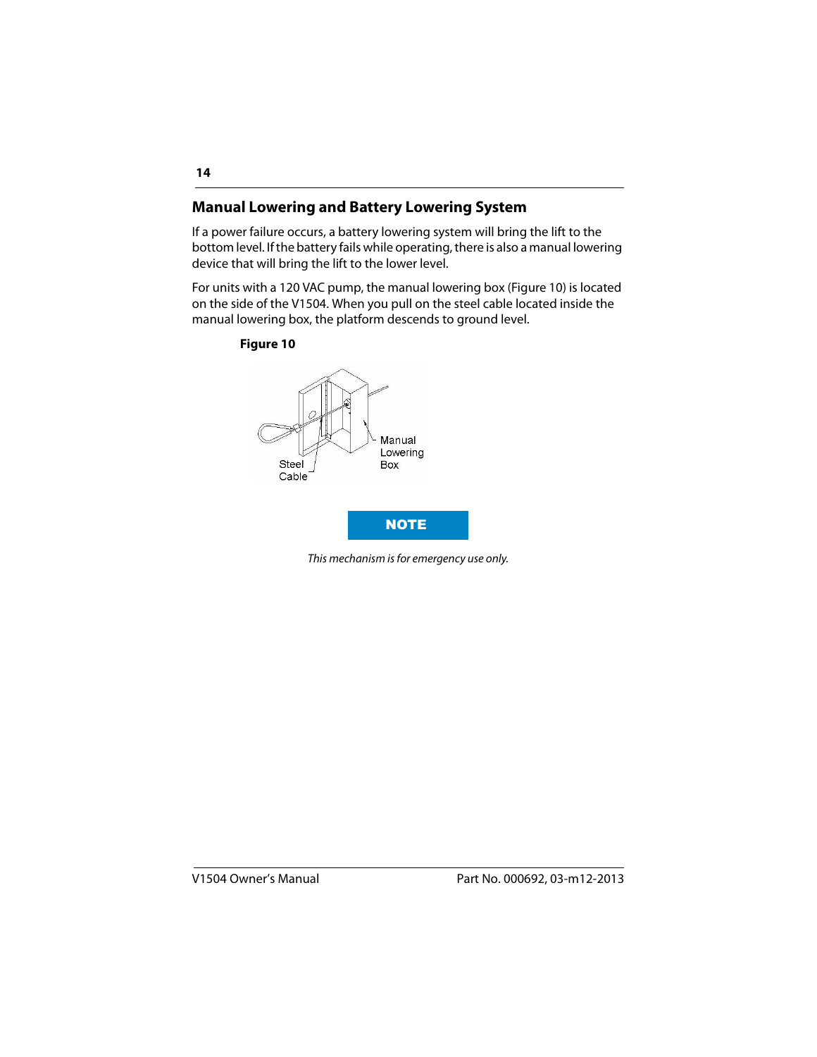## Manual Lowering and Battery Lowering System

If a power failure occurs, a battery lowering system will bring the lift to the bottom level. If the battery fails while operating, there is also a manual lowering device that will bring the lift to the lower level.

For units with a 120 VAC pump, the manual lowering box (Figure 10) is located on the side of the V1504. When you pull on the steel cable located inside the manual lowering box, the platform descends to ground level.

**Figure 10**

Steel Cable

Manual Lowering Box

**NOTE**

*This mechanism is for emergency use only.*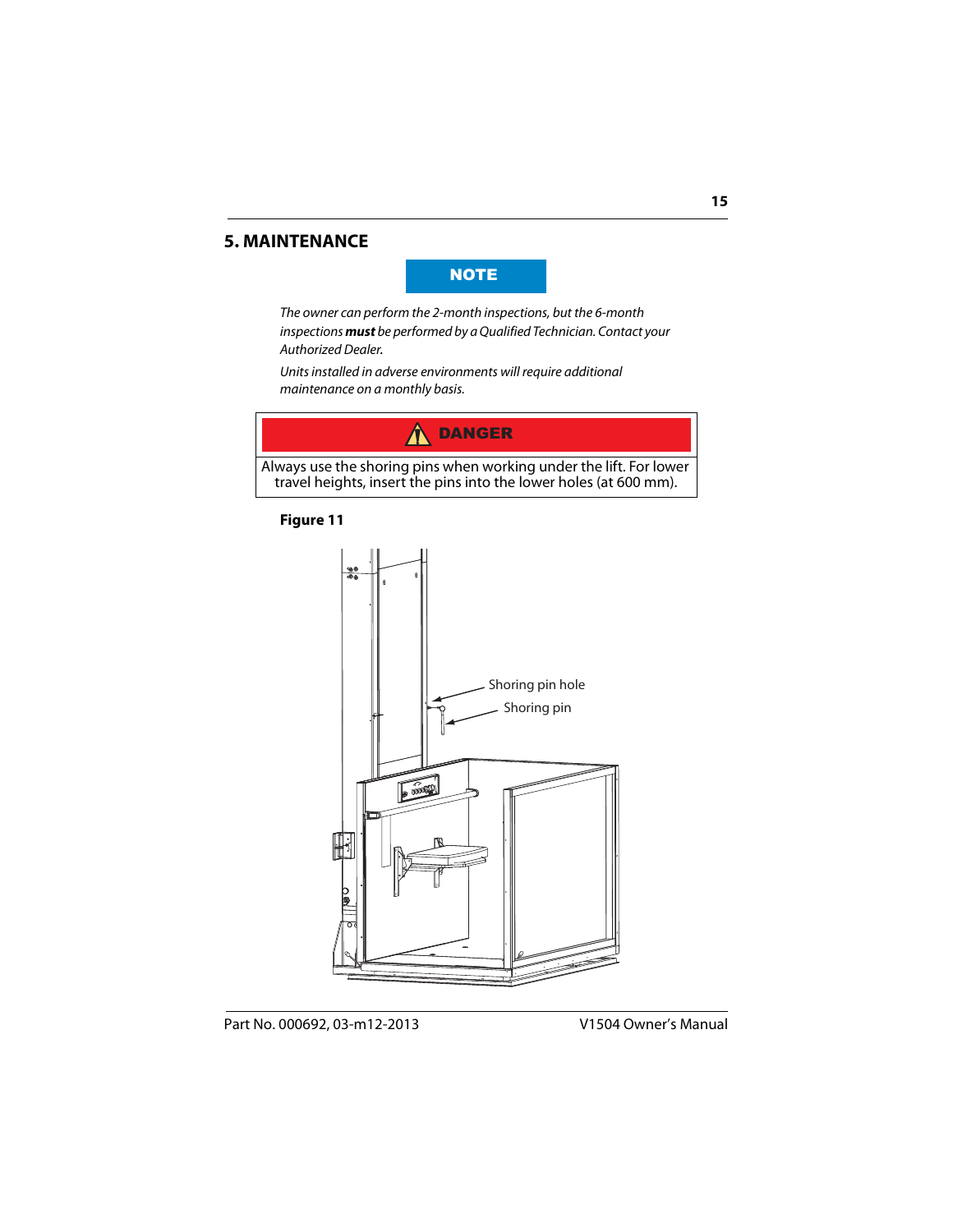## 5. MAINTENANCE

**NOTE**

*The owner can perform the 2-month inspections, but the 6-month inspections **must** be performed by a Qualified Technician. Contact your Authorized Dealer.*

*Units installed in adverse environments will require additional maintenance on a monthly basis.*

**DANGER**

Always use the shoring pins when working under the lift. For lower travel heights, insert the pins into the lower holes (at 600 mm).

**Figure 11**

Shoring pin hole

Shoring pin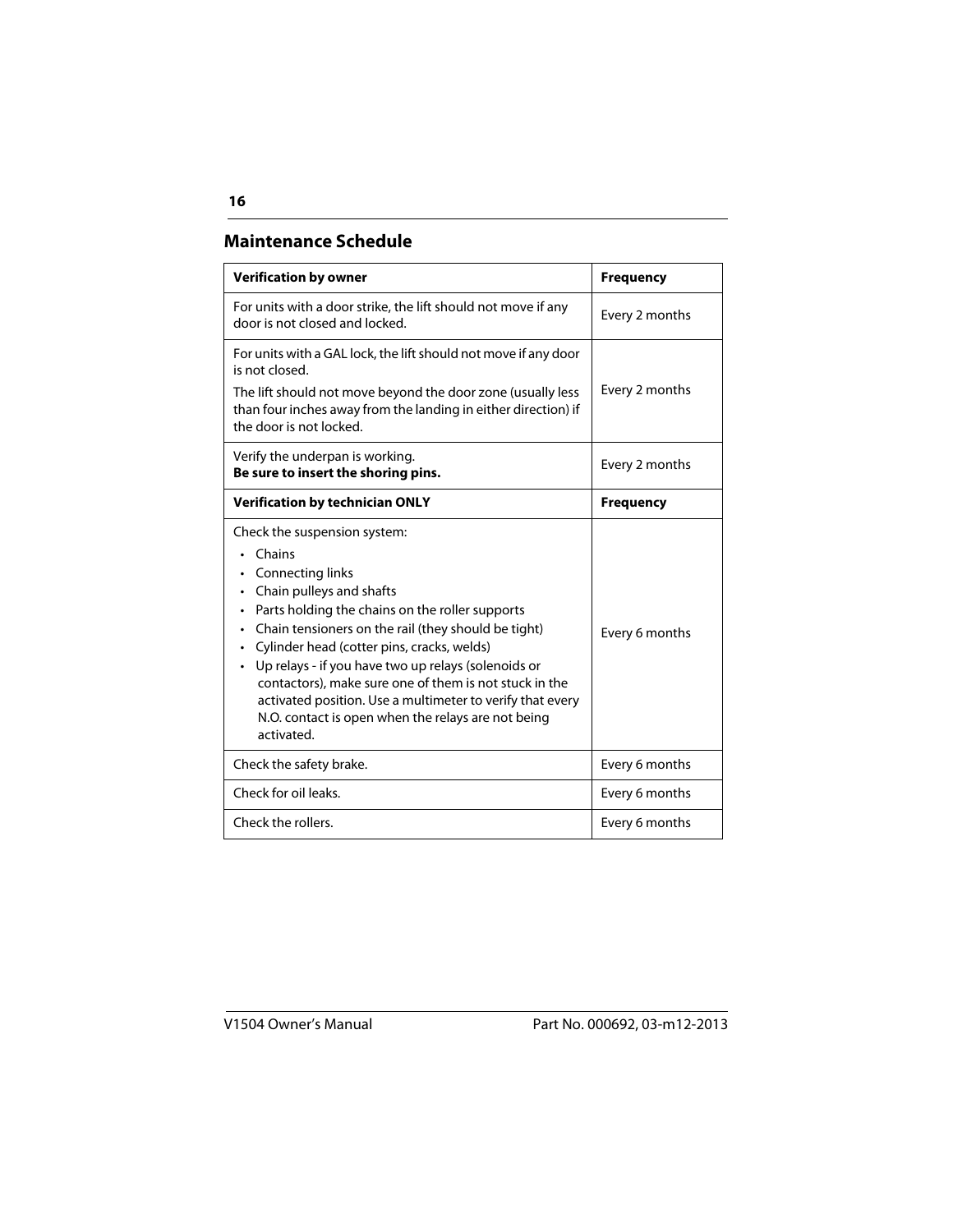## Maintenance Schedule

| **Verification by owner** | **Frequency** |
|---|---|
| For units with a door strike, the lift should not move if any door is not closed and locked. | Every 2 months |
| For units with a GAL lock, the lift should not move if any door is not closed.<br>The lift should not move beyond the door zone (usually less than four inches away from the landing in either direction) if the door is not locked. | Every 2 months |
| Verify the underpan is working.<br>**Be sure to insert the shoring pins.** | Every 2 months |
| **Verification by technician ONLY** | **Frequency** |
| Check the suspension system:<br>• Chains<br>• Connecting links<br>• Chain pulleys and shafts<br>• Parts holding the chains on the roller supports<br>• Chain tensioners on the rail (they should be tight)<br>• Cylinder head (cotter pins, cracks, welds)<br>• Up relays - if you have two up relays (solenoids or contactors), make sure one of them is not stuck in the activated position. Use a multimeter to verify that every N.O. contact is open when the relays are not being activated. | Every 6 months |
| Check the safety brake. | Every 6 months |
| Check for oil leaks. | Every 6 months |
| Check the rollers. | Every 6 months |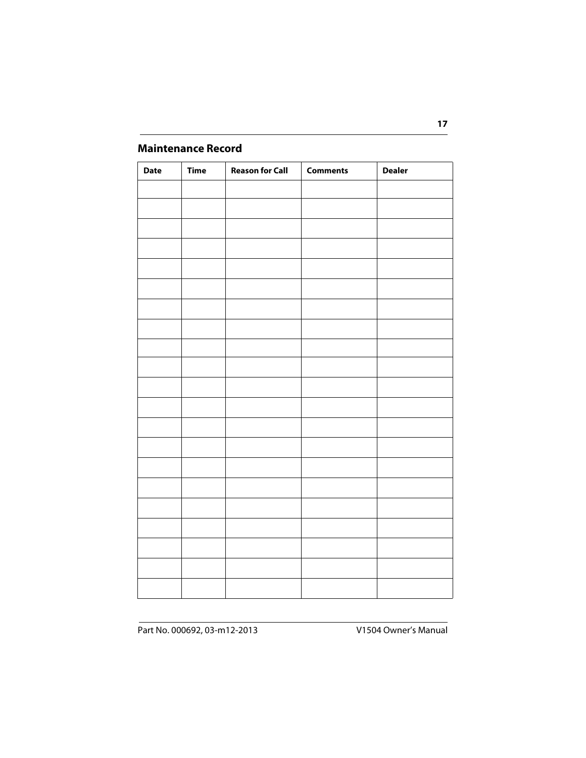## Maintenance Record

| Date | Time | Reason for Call | Comments | Dealer |
|---|---|---|---|---|
| | | | | |
| | | | | |
| | | | | |
| | | | | |
| | | | | |
| | | | | |
| | | | | |
| | | | | |
| | | | | |
| | | | | |
| | | | | |
| | | | | |
| | | | | |
| | | | | |
| | | | | |
| | | | | |
| | | | | |
| | | | | |
| | | | | |
| | | | | |
| | | | | |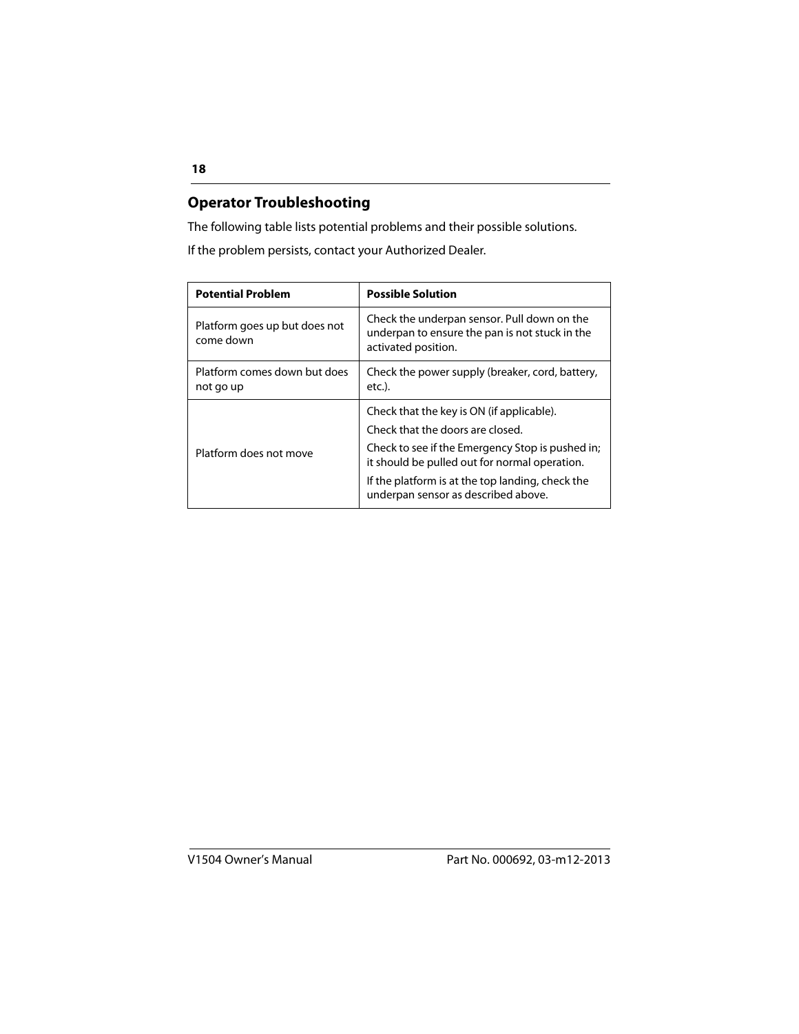## Operator Troubleshooting

The following table lists potential problems and their possible solutions.

If the problem persists, contact your Authorized Dealer.

| **Potential Problem** | **Possible Solution** |
|---|---|
| Platform goes up but does not come down | Check the underpan sensor. Pull down on the underpan to ensure the pan is not stuck in the activated position. |
| Platform comes down but does not go up | Check the power supply (breaker, cord, battery, etc.). |
| Platform does not move | Check that the key is ON (if applicable).<br>Check that the doors are closed.<br>Check to see if the Emergency Stop is pushed in; it should be pulled out for normal operation.<br>If the platform is at the top landing, check the underpan sensor as described above. |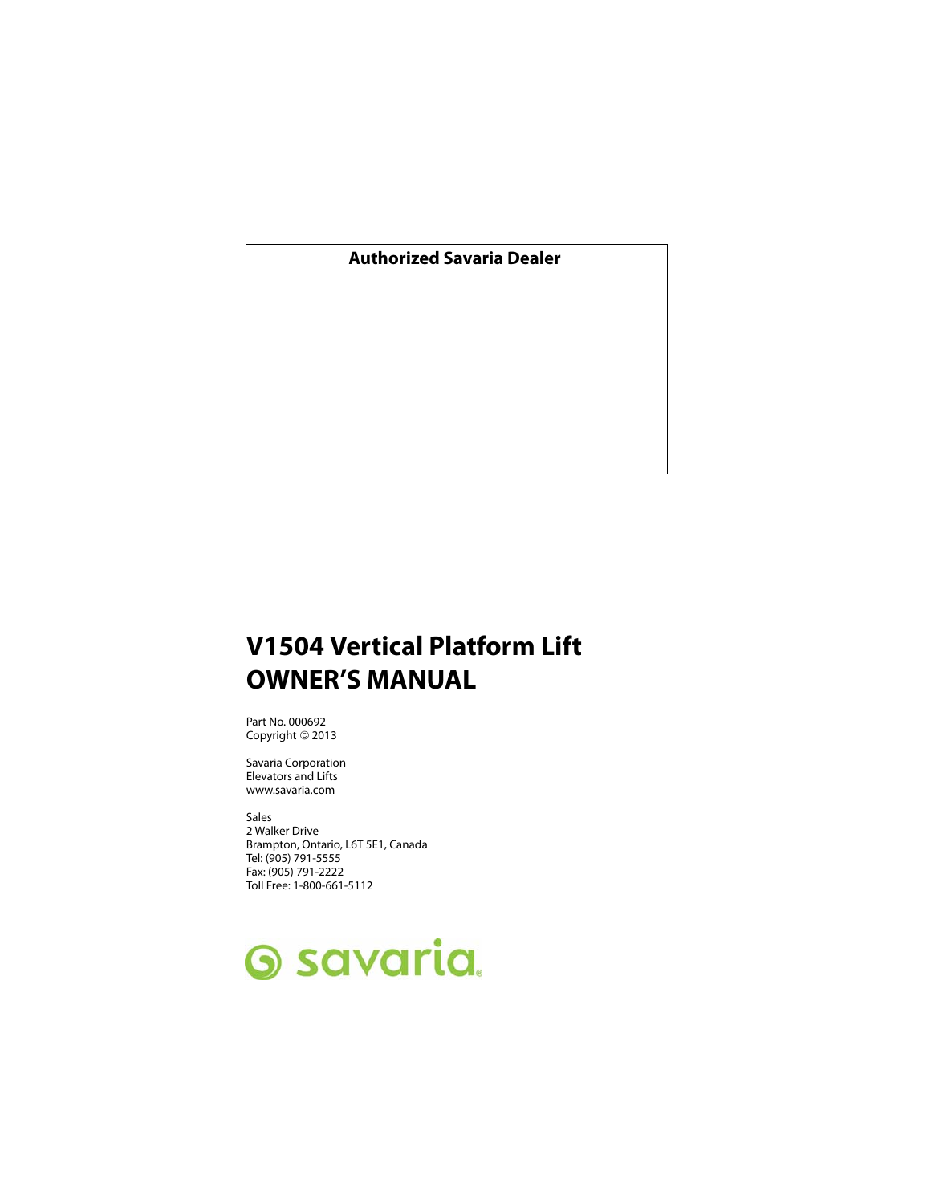**Authorized Savaria Dealer**

# V1504 Vertical Platform Lift OWNER'S MANUAL

Part No. 000692
Copyright © 2013

Savaria Corporation
Elevators and Lifts
www.savaria.com

Sales
2 Walker Drive
Brampton, Ontario, L6T 5E1, Canada
Tel: (905) 791-5555
Fax: (905) 791-2222
Toll Free: 1-800-661-5112

savaria